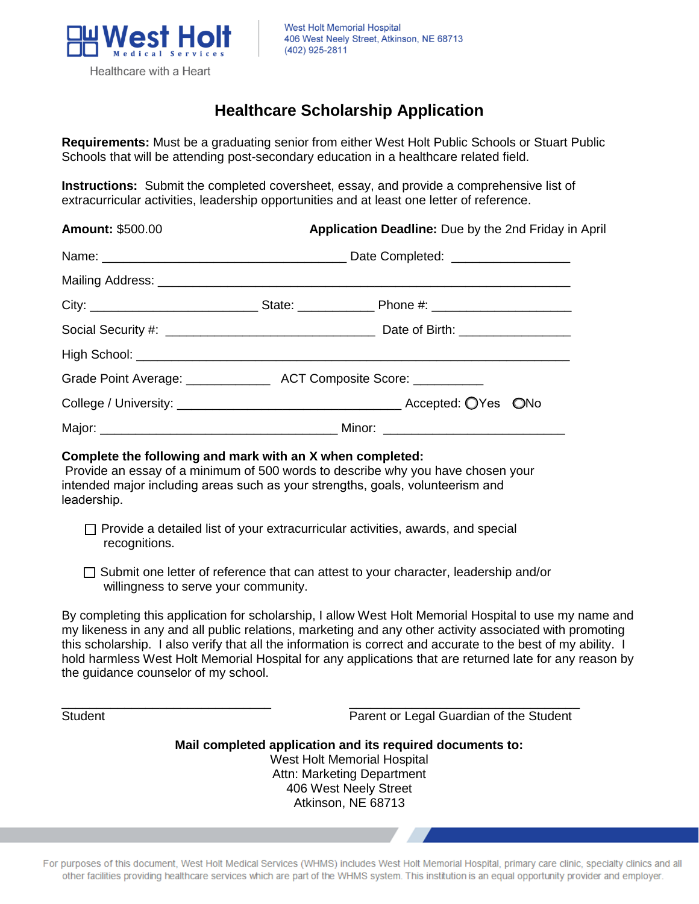West Holt Medical Services

Healthcare with a Heart

West Holt Memorial Hospital
406 West Neely Street, Atkinson, NE 68713
(402) 925-2811

# Healthcare Scholarship Application

**Requirements:** Must be a graduating senior from either West Holt Public Schools or Stuart Public Schools that will be attending post-secondary education in a healthcare related field.

**Instructions:** Submit the completed coversheet, essay, and provide a comprehensive list of extracurricular activities, leadership opportunities and at least one letter of reference.

**Amount:** $500.00 **Application Deadline:** Due by the 2nd Friday in April

Name: ___________________________________ Date Completed: _________________

Mailing Address: ___________________________________________________________

City: ________________________ State: ___________ Phone #: ____________________

Social Security #: ______________________________ Date of Birth: ________________

High School: _______________________________________________________________

Grade Point Average: ____________ ACT Composite Score: __________

College / University: ________________________________ Accepted: ◯Yes ◯No

Major: __________________________________ Minor: _________________________

**Complete the following and mark with an X when completed:**

Provide an essay of a minimum of 500 words to describe why you have chosen your intended major including areas such as your strengths, goals, volunteerism and leadership.

- ☐ Provide a detailed list of your extracurricular activities, awards, and special recognitions.
- ☐ Submit one letter of reference that can attest to your character, leadership and/or willingness to serve your community.

By completing this application for scholarship, I allow West Holt Memorial Hospital to use my name and my likeness in any and all public relations, marketing and any other activity associated with promoting this scholarship. I also verify that all the information is correct and accurate to the best of my ability. I hold harmless West Holt Memorial Hospital for any applications that are returned late for any reason by the guidance counselor of my school.

______________________________ ______________________________

Student Parent or Legal Guardian of the Student

**Mail completed application and its required documents to:**

West Holt Memorial Hospital
Attn: Marketing Department
406 West Neely Street
Atkinson, NE 68713

For purposes of this document, West Holt Medical Services (WHMS) includes West Holt Memorial Hospital, primary care clinic, specialty clinics and all other facilities providing healthcare services which are part of the WHMS system. This institution is an equal opportunity provider and employer.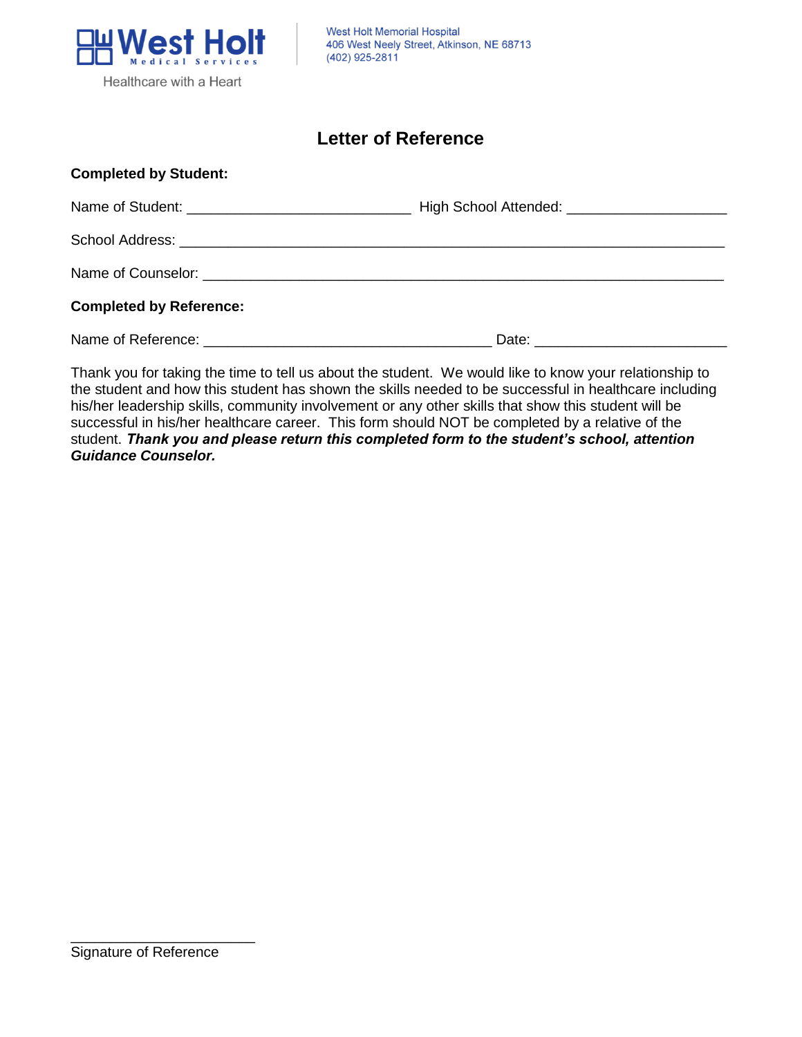West Holt Medical Services

Healthcare with a Heart

West Holt Memorial Hospital
406 West Neely Street, Atkinson, NE 68713
(402) 925-2811

# Letter of Reference

**Completed by Student:**

Name of Student: ____________________________ High School Attended: ____________________

School Address: ____________________________________________________________________

Name of Counselor: __________________________________________________________________

**Completed by Reference:**

Name of Reference: ____________________________________ Date: ________________________

Thank you for taking the time to tell us about the student. We would like to know your relationship to the student and how this student has shown the skills needed to be successful in healthcare including his/her leadership skills, community involvement or any other skills that show this student will be successful in his/her healthcare career. This form should NOT be completed by a relative of the student. ***Thank you and please return this completed form to the student's school, attention Guidance Counselor.***

_______________________

Signature of Reference